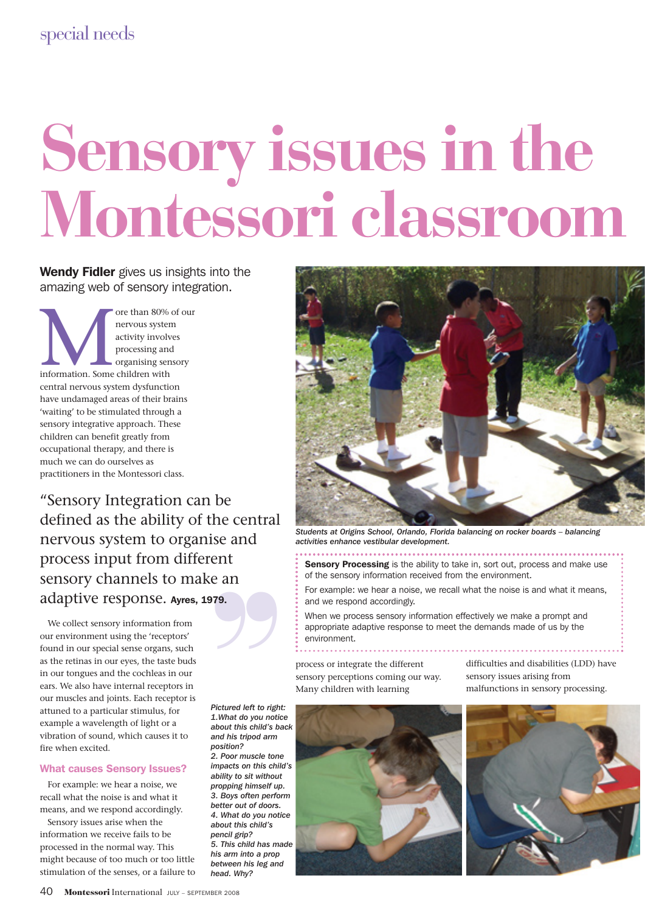# Sensory issues in the Montessori classroom

**Wendy Fidler** gives us insights into the amazing web of sensory integration.

More than 80% of our nervous system activity involves processing and organising sensory information. Some children with central nervous system dysfunction have undamaged areas of their brains 'waiting' to be stimulated through a sensory integrative approach. These children can benefit greatly from occupational therapy, and there is much we can do ourselves as practitioners in the Montessori class.

> "Sensory Integration can be defined as the ability of the central nervous system to organise and process input from different sensory channels to make an adaptive response. **Ayres, 1979.**

We collect sensory information from our environment using the 'receptors' found in our special sense organs, such as the retinas in our eyes, the taste buds in our tongues and the cochleas in our ears. We also have internal receptors in our muscles and joints. Each receptor is attuned to a particular stimulus, for example a wavelength of light or a vibration of sound, which causes it to fire when excited.

### What causes Sensory Issues?

For example: we hear a noise, we recall what the noise is and what it means, and we respond accordingly.

Sensory issues arise when the information we receive fails to be processed in the normal way. This might because of too much or too little stimulation of the senses, or a failure to process or integrate the different sensory perceptions coming our way. Many children with learning difficulties and disabilities (LDD) have sensory issues arising from malfunctions in sensory processing.

*Students at Origins School, Orlando, Florida balancing on rocker boards – balancing activities enhance vestibular development.*

**Sensory Processing** is the ability to take in, sort out, process and make use of the sensory information received from the environment.

For example: we hear a noise, we recall what the noise is and what it means, and we respond accordingly.

When we process sensory information effectively we make a prompt and appropriate adaptive response to meet the demands made of us by the environment.

***Pictured left to right:***
*1. What do you notice about this child's back and his tripod arm position?*
*2. Poor muscle tone impacts on this child's ability to sit without propping himself up.*
*3. Boys often perform better out of doors.*
*4. What do you notice about this child's pencil grip?*
*5. This child has made his arm into a prop between his leg and head. Why?*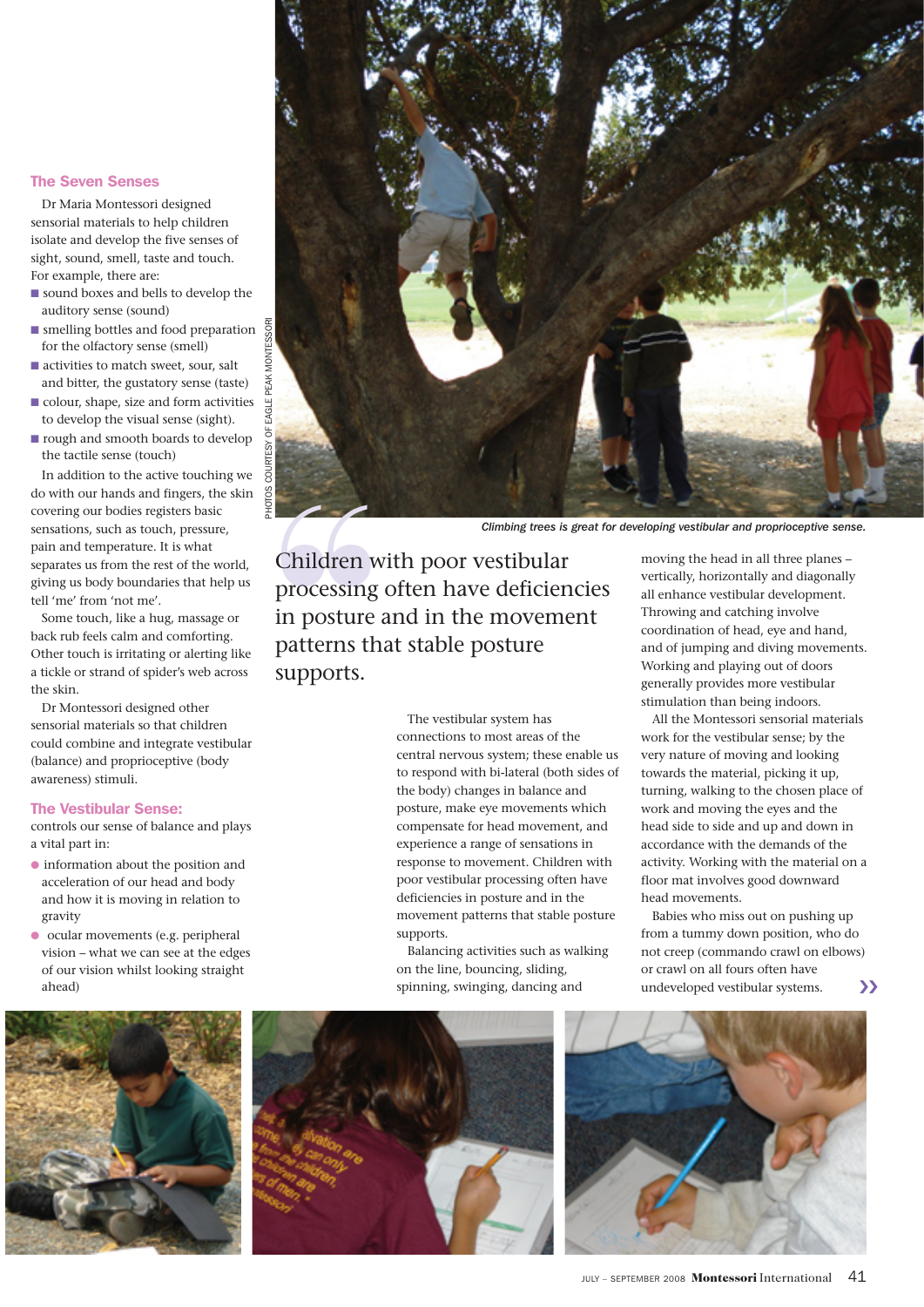## The Seven Senses

Dr Maria Montessori designed sensorial materials to help children isolate and develop the five senses of sight, sound, smell, taste and touch. For example, there are:

- sound boxes and bells to develop the auditory sense (sound)
- smelling bottles and food preparation for the olfactory sense (smell)
- activities to match sweet, sour, salt and bitter, the gustatory sense (taste)
- colour, shape, size and form activities to develop the visual sense (sight).
- rough and smooth boards to develop the tactile sense (touch)

In addition to the active touching we do with our hands and fingers, the skin covering our bodies registers basic sensations, such as touch, pressure, pain and temperature. It is what separates us from the rest of the world, giving us body boundaries that help us tell 'me' from 'not me'.

Some touch, like a hug, massage or back rub feels calm and comforting. Other touch is irritating or alerting like a tickle or strand of spider's web across the skin.

Dr Montessori designed other sensorial materials so that children could combine and integrate vestibular (balance) and proprioceptive (body awareness) stimuli.

## The Vestibular Sense:

controls our sense of balance and plays a vital part in:

- information about the position and acceleration of our head and body and how it is moving in relation to gravity
- ocular movements (e.g. peripheral vision – what we can see at the edges of our vision whilst looking straight ahead)

PHOTOS COURTESY OF EAGLE PEAK MONTESSORI

*Climbing trees is great for developing vestibular and proprioceptive sense.*

> Children with poor vestibular processing often have deficiencies in posture and in the movement patterns that stable posture supports.

The vestibular system has connections to most areas of the central nervous system; these enable us to respond with bi-lateral (both sides of the body) changes in balance and posture, make eye movements which compensate for head movement, and experience a range of sensations in response to movement. Children with poor vestibular processing often have deficiencies in posture and in the movement patterns that stable posture supports.

Balancing activities such as walking on the line, bouncing, sliding, spinning, swinging, dancing and moving the head in all three planes – vertically, horizontally and diagonally all enhance vestibular development. Throwing and catching involve coordination of head, eye and hand, and of jumping and diving movements. Working and playing out of doors generally provides more vestibular stimulation than being indoors.

All the Montessori sensorial materials work for the vestibular sense; by the very nature of moving and looking towards the material, picking it up, turning, walking to the chosen place of work and moving the eyes and the head side to side and up and down in accordance with the demands of the activity. Working with the material on a floor mat involves good downward head movements.

Babies who miss out on pushing up from a tummy down position, who do not creep (commando crawl on elbows) or crawl on all fours often have undeveloped vestibular systems. »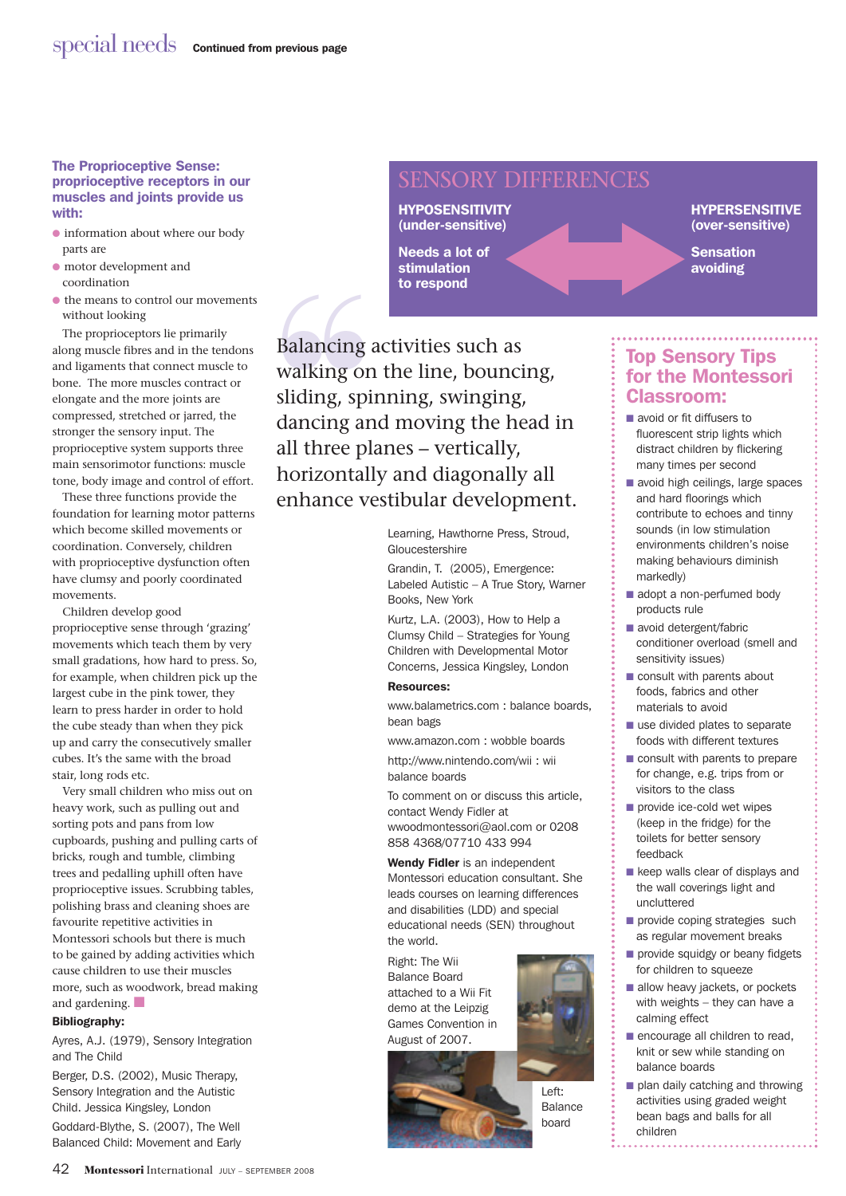## The Proprioceptive Sense: proprioceptive receptors in our muscles and joints provide us with:

- information about where our body parts are
- motor development and coordination
- the means to control our movements without looking

The proprioceptors lie primarily along muscle fibres and in the tendons and ligaments that connect muscle to bone. The more muscles contract or elongate and the more joints are compressed, stretched or jarred, the stronger the sensory input. The proprioceptive system supports three main sensorimotor functions: muscle tone, body image and control of effort.

These three functions provide the foundation for learning motor patterns which become skilled movements or coordination. Conversely, children with proprioceptive dysfunction often have clumsy and poorly coordinated movements.

Children develop good proprioceptive sense through 'grazing' movements which teach them by very small gradations, how hard to press. So, for example, when children pick up the largest cube in the pink tower, they learn to press harder in order to hold the cube steady than when they pick up and carry the consecutively smaller cubes. It's the same with the broad stair, long rods etc.

Very small children who miss out on heavy work, such as pulling out and sorting pots and pans from low cupboards, pushing and pulling carts of bricks, rough and tumble, climbing trees and pedalling uphill often have proprioceptive issues. Scrubbing tables, polishing brass and cleaning shoes are favourite repetitive activities in Montessori schools but there is much to be gained by adding activities which cause children to use their muscles more, such as woodwork, bread making and gardening.

### Bibliography:

Ayres, A.J. (1979), Sensory Integration and The Child

Berger, D.S. (2002), Music Therapy, Sensory Integration and the Autistic Child. Jessica Kingsley, London

Goddard-Blythe, S. (2007), The Well Balanced Child: Movement and Early Learning, Hawthorne Press, Stroud, Gloucestershire

Grandin, T. (2005), Emergence: Labeled Autistic – A True Story, Warner Books, New York

Kurtz, L.A. (2003), How to Help a Clumsy Child – Strategies for Young Children with Developmental Motor Concerns, Jessica Kingsley, London

### Resources:

www.balametrics.com : balance boards, bean bags

www.amazon.com : wobble boards

http://www.nintendo.com/wii : wii balance boards

To comment on or discuss this article, contact Wendy Fidler at wwoodmontessori@aol.com or 0208 858 4368/07710 433 994

**Wendy Fidler** is an independent Montessori education consultant. She leads courses on learning differences and disabilities (LDD) and special educational needs (SEN) throughout the world.

Right: The Wii Balance Board attached to a Wii Fit demo at the Leipzig Games Convention in August of 2007.

Left: Balance board

> Balancing activities such as walking on the line, bouncing, sliding, spinning, swinging, dancing and moving the head in all three planes – vertically, horizontally and diagonally all enhance vestibular development.

## SENSORY DIFFERENCES

**HYPOSENSITIVITY (under-sensitive)**
**Needs a lot of stimulation to respond**

**HYPERSENSITIVE (over-sensitive)**
**Sensation avoiding**

## Top Sensory Tips for the Montessori Classroom:

- avoid or fit diffusers to fluorescent strip lights which distract children by flickering many times per second
- avoid high ceilings, large spaces and hard floorings which contribute to echoes and tinny sounds (in low stimulation environments children's noise making behaviours diminish markedly)
- adopt a non-perfumed body products rule
- avoid detergent/fabric conditioner overload (smell and sensitivity issues)
- consult with parents about foods, fabrics and other materials to avoid
- use divided plates to separate foods with different textures
- consult with parents to prepare for change, e.g. trips from or visitors to the class
- provide ice-cold wet wipes (keep in the fridge) for the toilets for better sensory feedback
- keep walls clear of displays and the wall coverings light and uncluttered
- provide coping strategies such as regular movement breaks
- provide squidgy or beany fidgets for children to squeeze
- allow heavy jackets, or pockets with weights – they can have a calming effect
- encourage all children to read, knit or sew while standing on balance boards
- plan daily catching and throwing activities using graded weight bean bags and balls for all children